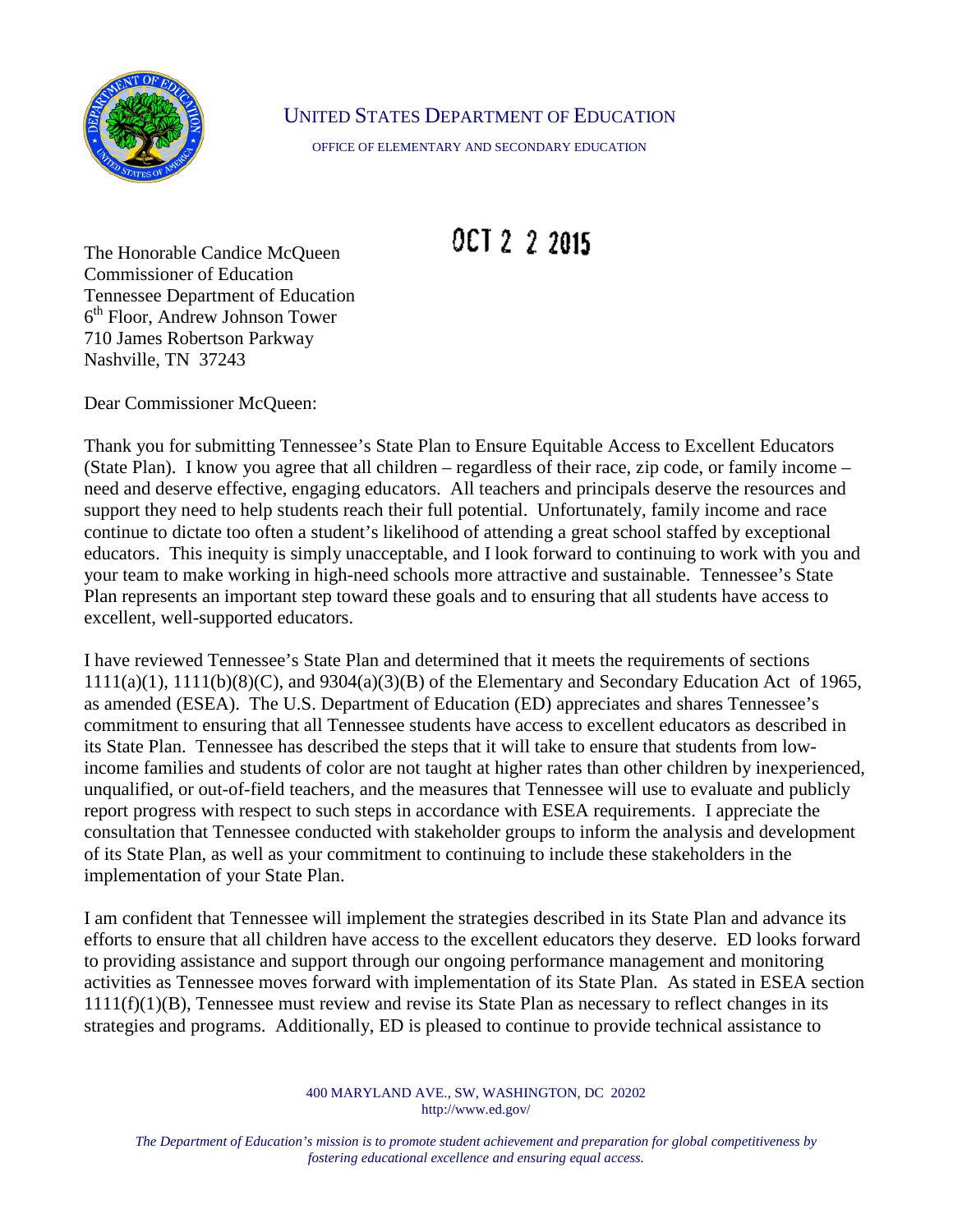UNITED STATES DEPARTMENT OF EDUCATION

OFFICE OF ELEMENTARY AND SECONDARY EDUCATION

OCT 22 2015

The Honorable Candice McQueen
Commissioner of Education
Tennessee Department of Education
6th Floor, Andrew Johnson Tower
710 James Robertson Parkway
Nashville, TN 37243

Dear Commissioner McQueen:

Thank you for submitting Tennessee's State Plan to Ensure Equitable Access to Excellent Educators (State Plan). I know you agree that all children – regardless of their race, zip code, or family income – need and deserve effective, engaging educators. All teachers and principals deserve the resources and support they need to help students reach their full potential. Unfortunately, family income and race continue to dictate too often a student's likelihood of attending a great school staffed by exceptional educators. This inequity is simply unacceptable, and I look forward to continuing to work with you and your team to make working in high-need schools more attractive and sustainable. Tennessee's State Plan represents an important step toward these goals and to ensuring that all students have access to excellent, well-supported educators.

I have reviewed Tennessee's State Plan and determined that it meets the requirements of sections 1111(a)(1), 1111(b)(8)(C), and 9304(a)(3)(B) of the Elementary and Secondary Education Act of 1965, as amended (ESEA). The U.S. Department of Education (ED) appreciates and shares Tennessee's commitment to ensuring that all Tennessee students have access to excellent educators as described in its State Plan. Tennessee has described the steps that it will take to ensure that students from low-income families and students of color are not taught at higher rates than other children by inexperienced, unqualified, or out-of-field teachers, and the measures that Tennessee will use to evaluate and publicly report progress with respect to such steps in accordance with ESEA requirements. I appreciate the consultation that Tennessee conducted with stakeholder groups to inform the analysis and development of its State Plan, as well as your commitment to continuing to include these stakeholders in the implementation of your State Plan.

I am confident that Tennessee will implement the strategies described in its State Plan and advance its efforts to ensure that all children have access to the excellent educators they deserve. ED looks forward to providing assistance and support through our ongoing performance management and monitoring activities as Tennessee moves forward with implementation of its State Plan. As stated in ESEA section 1111(f)(1)(B), Tennessee must review and revise its State Plan as necessary to reflect changes in its strategies and programs. Additionally, ED is pleased to continue to provide technical assistance to

400 MARYLAND AVE., SW, WASHINGTON, DC 20202
http://www.ed.gov/

*The Department of Education's mission is to promote student achievement and preparation for global competitiveness by fostering educational excellence and ensuring equal access.*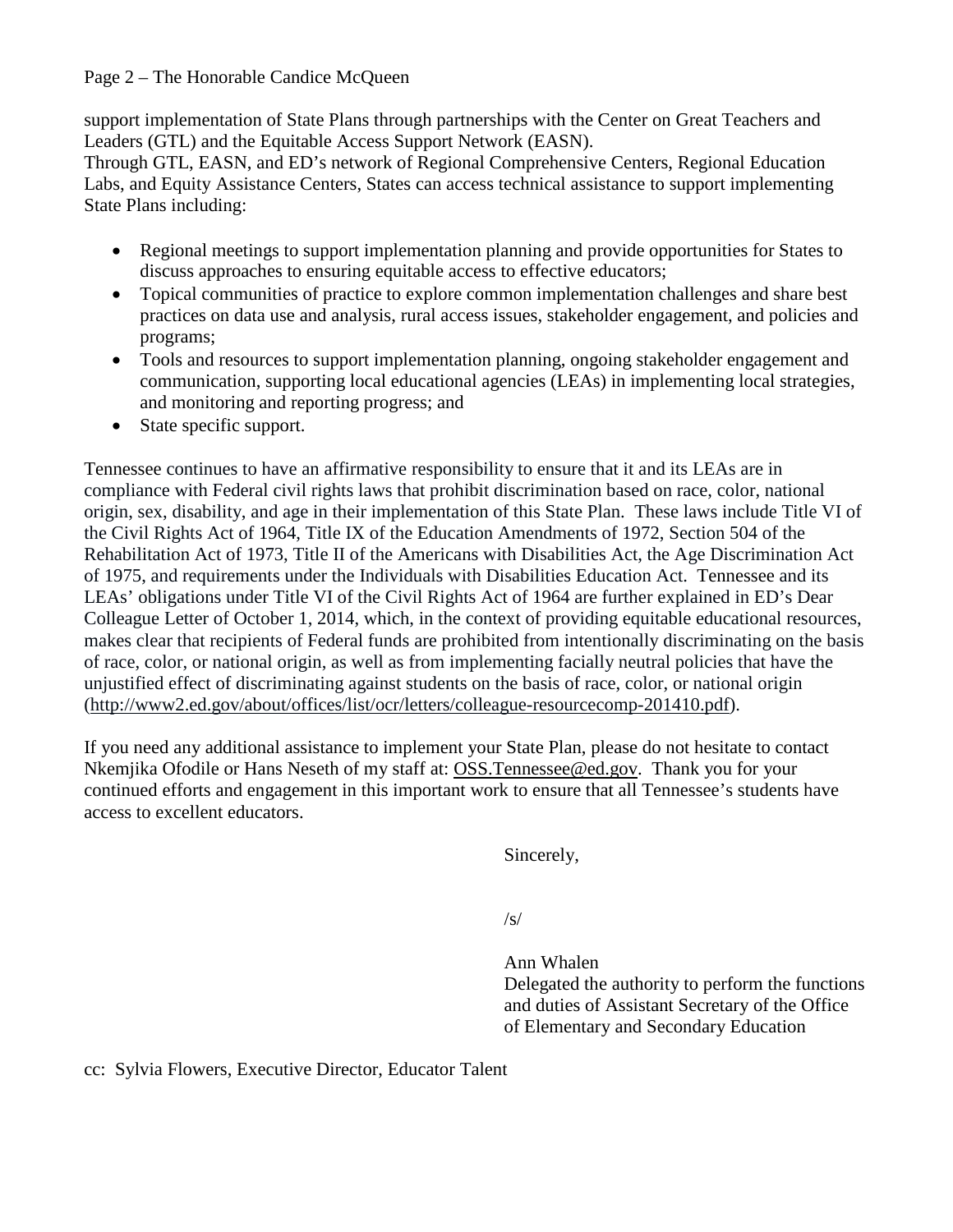support implementation of State Plans through partnerships with the Center on Great Teachers and Leaders (GTL) and the Equitable Access Support Network (EASN).
Through GTL, EASN, and ED's network of Regional Comprehensive Centers, Regional Education Labs, and Equity Assistance Centers, States can access technical assistance to support implementing State Plans including:

- Regional meetings to support implementation planning and provide opportunities for States to discuss approaches to ensuring equitable access to effective educators;
- Topical communities of practice to explore common implementation challenges and share best practices on data use and analysis, rural access issues, stakeholder engagement, and policies and programs;
- Tools and resources to support implementation planning, ongoing stakeholder engagement and communication, supporting local educational agencies (LEAs) in implementing local strategies, and monitoring and reporting progress; and
- State specific support.

Tennessee continues to have an affirmative responsibility to ensure that it and its LEAs are in compliance with Federal civil rights laws that prohibit discrimination based on race, color, national origin, sex, disability, and age in their implementation of this State Plan. These laws include Title VI of the Civil Rights Act of 1964, Title IX of the Education Amendments of 1972, Section 504 of the Rehabilitation Act of 1973, Title II of the Americans with Disabilities Act, the Age Discrimination Act of 1975, and requirements under the Individuals with Disabilities Education Act. Tennessee and its LEAs' obligations under Title VI of the Civil Rights Act of 1964 are further explained in ED's Dear Colleague Letter of October 1, 2014, which, in the context of providing equitable educational resources, makes clear that recipients of Federal funds are prohibited from intentionally discriminating on the basis of race, color, or national origin, as well as from implementing facially neutral policies that have the unjustified effect of discriminating against students on the basis of race, color, or national origin (http://www2.ed.gov/about/offices/list/ocr/letters/colleague-resourcecomp-201410.pdf).

If you need any additional assistance to implement your State Plan, please do not hesitate to contact Nkemjika Ofodile or Hans Neseth of my staff at: OSS.Tennessee@ed.gov. Thank you for your continued efforts and engagement in this important work to ensure that all Tennessee's students have access to excellent educators.

Sincerely,

/s/

Ann Whalen
Delegated the authority to perform the functions and duties of Assistant Secretary of the Office of Elementary and Secondary Education

cc: Sylvia Flowers, Executive Director, Educator Talent